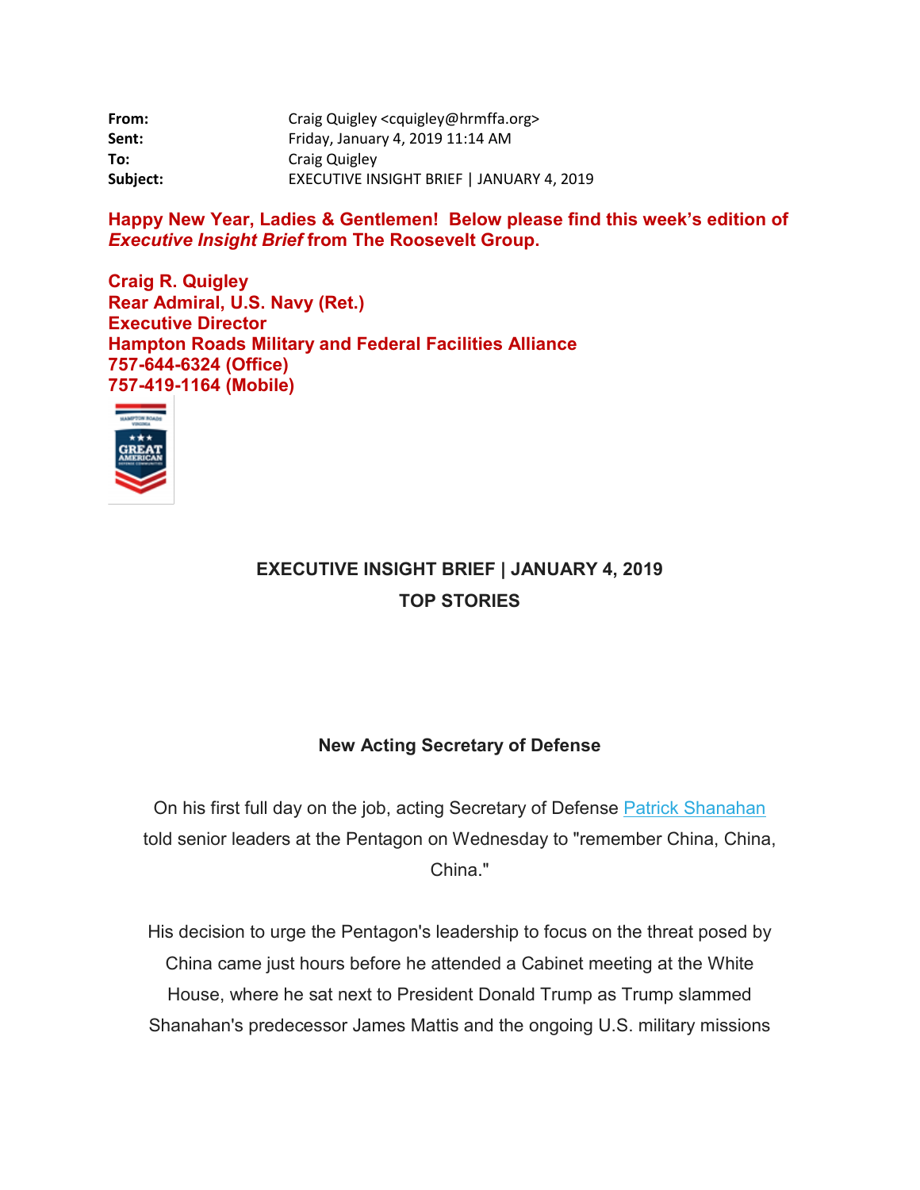| | |
|---|---|
| **From:** | Craig Quigley <cquigley@hrmffa.org> |
| **Sent:** | Friday, January 4, 2019 11:14 AM |
| **To:** | Craig Quigley |
| **Subject:** | EXECUTIVE INSIGHT BRIEF \| JANUARY 4, 2019 |

**Happy New Year, Ladies & Gentlemen! Below please find this week's edition of *Executive Insight Brief* from The Roosevelt Group.**

**Craig R. Quigley**
**Rear Admiral, U.S. Navy (Ret.)**
**Executive Director**
**Hampton Roads Military and Federal Facilities Alliance**
**757-644-6324 (Office)**
**757-419-1164 (Mobile)**

## EXECUTIVE INSIGHT BRIEF | JANUARY 4, 2019

## TOP STORIES

### New Acting Secretary of Defense

On his first full day on the job, acting Secretary of Defense [Patrick Shanahan] told senior leaders at the Pentagon on Wednesday to "remember China, China, China."

His decision to urge the Pentagon's leadership to focus on the threat posed by China came just hours before he attended a Cabinet meeting at the White House, where he sat next to President Donald Trump as Trump slammed Shanahan's predecessor James Mattis and the ongoing U.S. military missions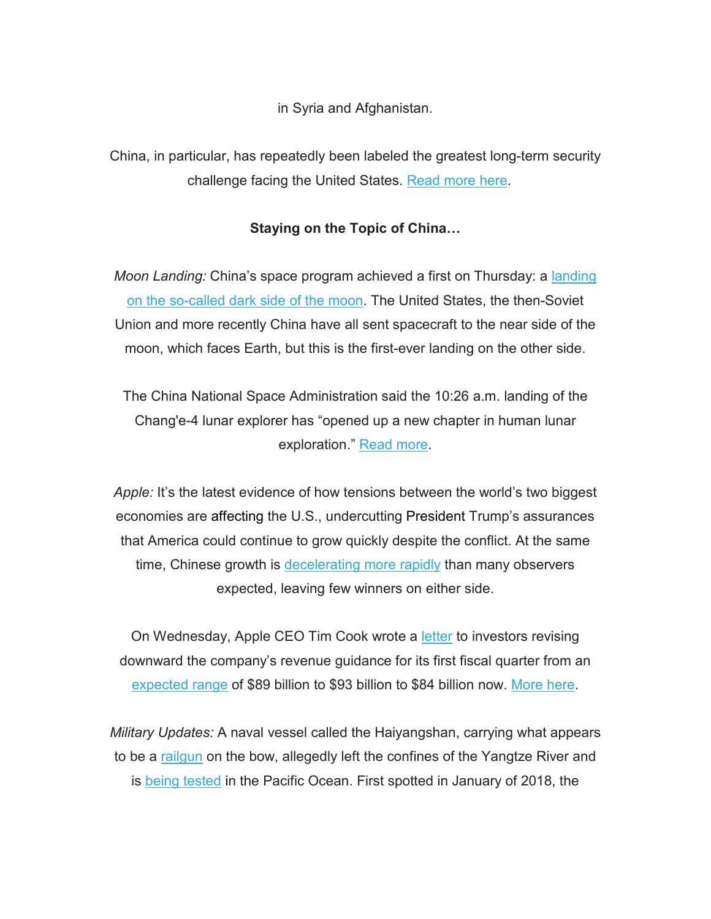in Syria and Afghanistan.

China, in particular, has repeatedly been labeled the greatest long-term security challenge facing the United States. Read more here.

**Staying on the Topic of China…**

*Moon Landing:* China's space program achieved a first on Thursday: a landing on the so-called dark side of the moon. The United States, the then-Soviet Union and more recently China have all sent spacecraft to the near side of the moon, which faces Earth, but this is the first-ever landing on the other side.

The China National Space Administration said the 10:26 a.m. landing of the Chang'e-4 lunar explorer has "opened up a new chapter in human lunar exploration." Read more.

*Apple:* It's the latest evidence of how tensions between the world's two biggest economies are affecting the U.S., undercutting President Trump's assurances that America could continue to grow quickly despite the conflict. At the same time, Chinese growth is decelerating more rapidly than many observers expected, leaving few winners on either side.

On Wednesday, Apple CEO Tim Cook wrote a letter to investors revising downward the company's revenue guidance for its first fiscal quarter from an expected range of $89 billion to $93 billion to $84 billion now. More here.

*Military Updates:* A naval vessel called the Haiyangshan, carrying what appears to be a railgun on the bow, allegedly left the confines of the Yangtze River and is being tested in the Pacific Ocean. First spotted in January of 2018, the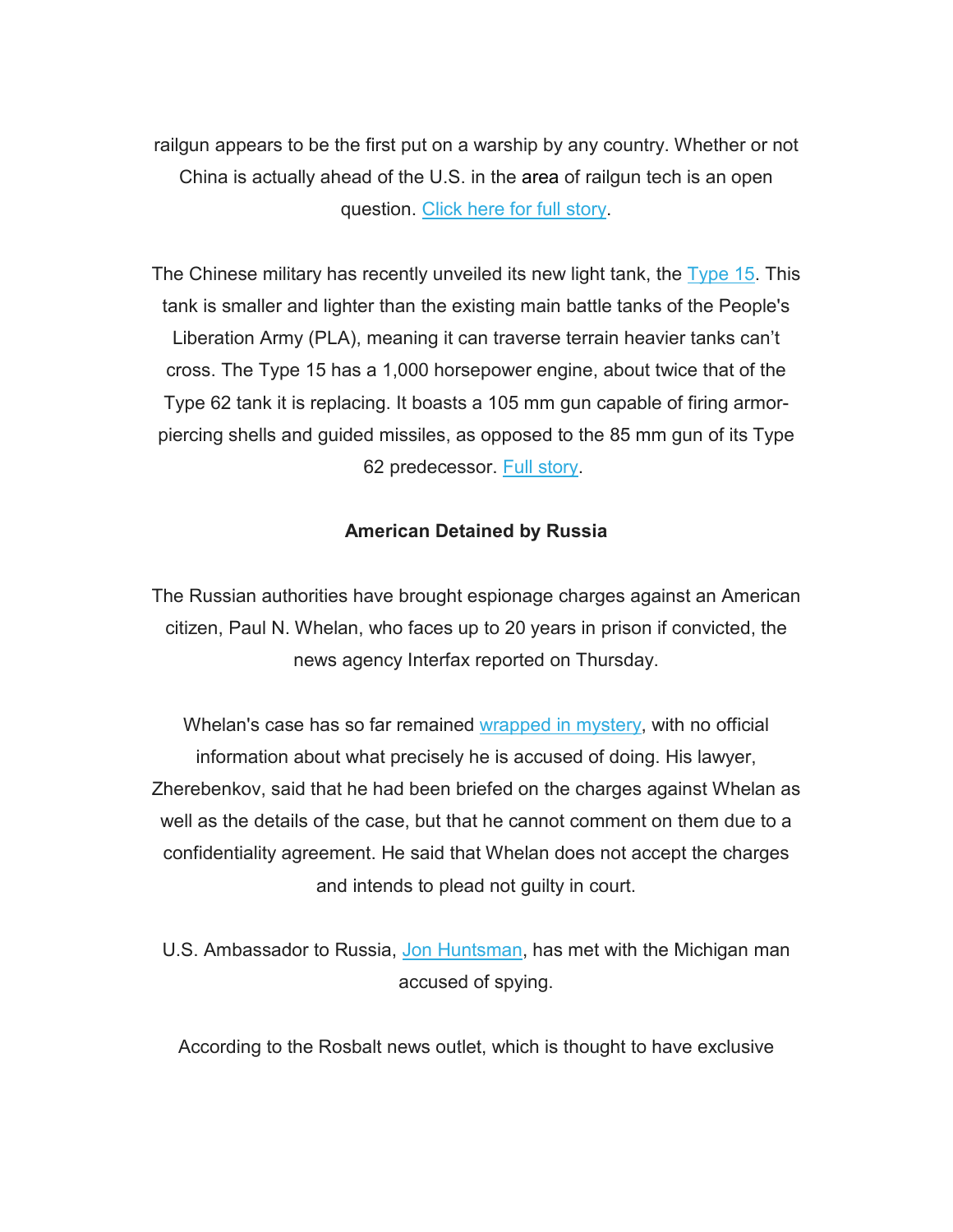railgun appears to be the first put on a warship by any country. Whether or not China is actually ahead of the U.S. in the area of railgun tech is an open question. [Click here for full story](#).

The Chinese military has recently unveiled its new light tank, the [Type 15](#). This tank is smaller and lighter than the existing main battle tanks of the People's Liberation Army (PLA), meaning it can traverse terrain heavier tanks can't cross. The Type 15 has a 1,000 horsepower engine, about twice that of the Type 62 tank it is replacing. It boasts a 105 mm gun capable of firing armor-piercing shells and guided missiles, as opposed to the 85 mm gun of its Type 62 predecessor. [Full story](#).

**American Detained by Russia**

The Russian authorities have brought espionage charges against an American citizen, Paul N. Whelan, who faces up to 20 years in prison if convicted, the news agency Interfax reported on Thursday.

Whelan's case has so far remained [wrapped in mystery](#), with no official information about what precisely he is accused of doing. His lawyer, Zherebenkov, said that he had been briefed on the charges against Whelan as well as the details of the case, but that he cannot comment on them due to a confidentiality agreement. He said that Whelan does not accept the charges and intends to plead not guilty in court.

U.S. Ambassador to Russia, [Jon Huntsman](#), has met with the Michigan man accused of spying.

According to the Rosbalt news outlet, which is thought to have exclusive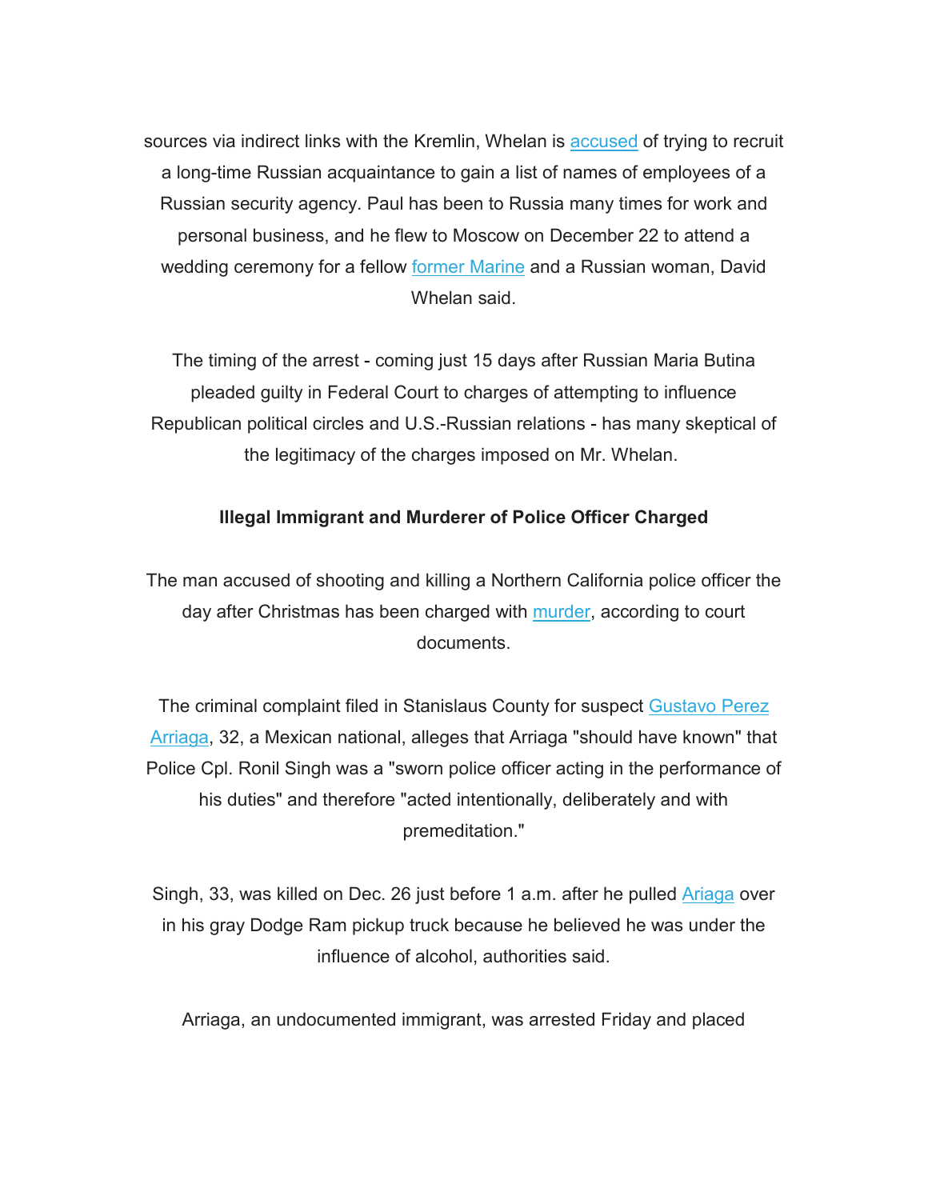sources via indirect links with the Kremlin, Whelan is accused of trying to recruit a long-time Russian acquaintance to gain a list of names of employees of a Russian security agency. Paul has been to Russia many times for work and personal business, and he flew to Moscow on December 22 to attend a wedding ceremony for a fellow former Marine and a Russian woman, David Whelan said.

The timing of the arrest - coming just 15 days after Russian Maria Butina pleaded guilty in Federal Court to charges of attempting to influence Republican political circles and U.S.-Russian relations - has many skeptical of the legitimacy of the charges imposed on Mr. Whelan.

**Illegal Immigrant and Murderer of Police Officer Charged**

The man accused of shooting and killing a Northern California police officer the day after Christmas has been charged with murder, according to court documents.

The criminal complaint filed in Stanislaus County for suspect Gustavo Perez Arriaga, 32, a Mexican national, alleges that Arriaga "should have known" that Police Cpl. Ronil Singh was a "sworn police officer acting in the performance of his duties" and therefore "acted intentionally, deliberately and with premeditation."

Singh, 33, was killed on Dec. 26 just before 1 a.m. after he pulled Ariaga over in his gray Dodge Ram pickup truck because he believed he was under the influence of alcohol, authorities said.

Arriaga, an undocumented immigrant, was arrested Friday and placed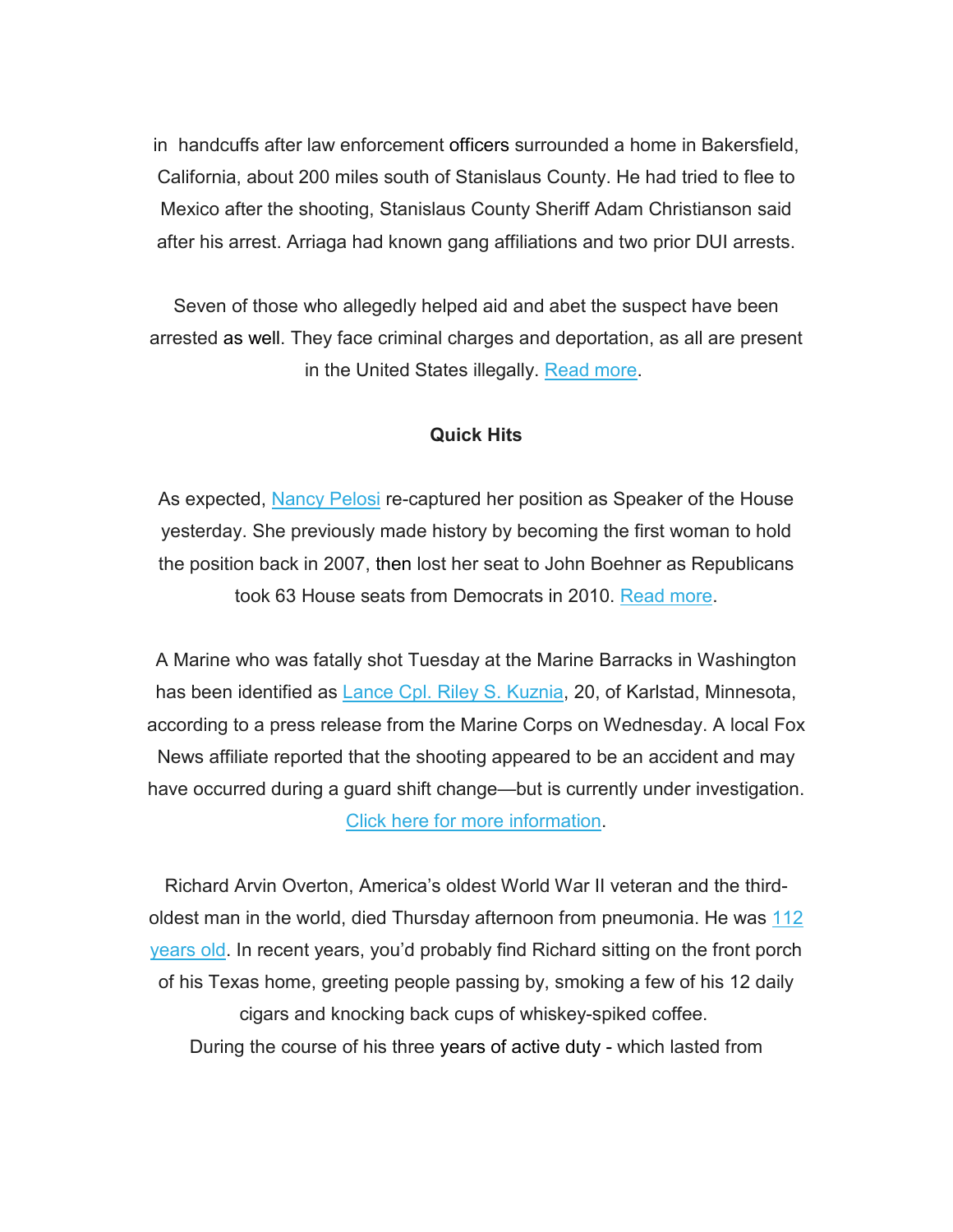in handcuffs after law enforcement officers surrounded a home in Bakersfield, California, about 200 miles south of Stanislaus County. He had tried to flee to Mexico after the shooting, Stanislaus County Sheriff Adam Christianson said after his arrest. Arriaga had known gang affiliations and two prior DUI arrests.

Seven of those who allegedly helped aid and abet the suspect have been arrested as well. They face criminal charges and deportation, as all are present in the United States illegally. Read more.

**Quick Hits**

As expected, Nancy Pelosi re-captured her position as Speaker of the House yesterday. She previously made history by becoming the first woman to hold the position back in 2007, then lost her seat to John Boehner as Republicans took 63 House seats from Democrats in 2010. Read more.

A Marine who was fatally shot Tuesday at the Marine Barracks in Washington has been identified as Lance Cpl. Riley S. Kuznia, 20, of Karlstad, Minnesota, according to a press release from the Marine Corps on Wednesday. A local Fox News affiliate reported that the shooting appeared to be an accident and may have occurred during a guard shift change—but is currently under investigation. Click here for more information.

Richard Arvin Overton, America's oldest World War II veteran and the third-oldest man in the world, died Thursday afternoon from pneumonia. He was 112 years old. In recent years, you'd probably find Richard sitting on the front porch of his Texas home, greeting people passing by, smoking a few of his 12 daily cigars and knocking back cups of whiskey-spiked coffee.

During the course of his three years of active duty - which lasted from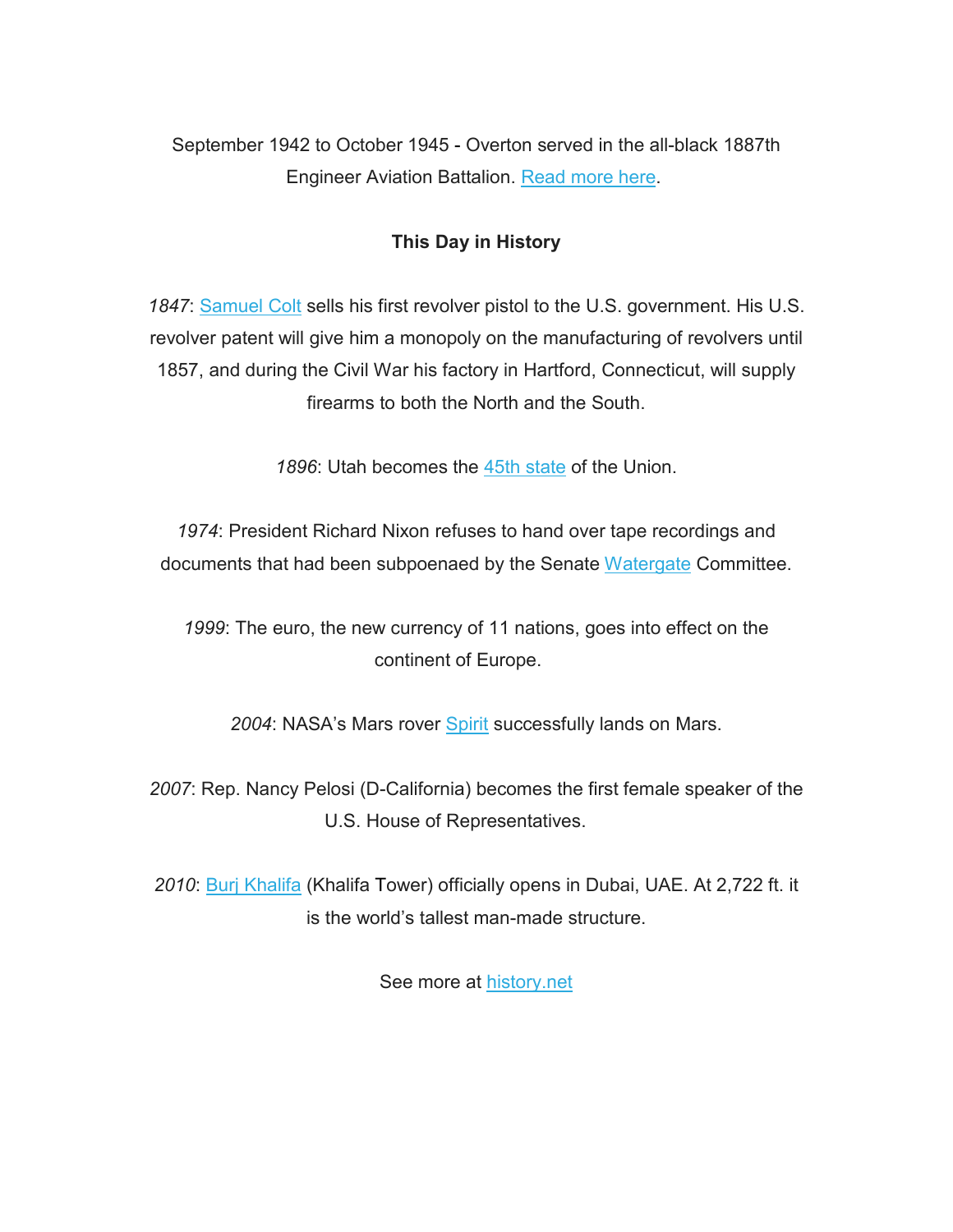September 1942 to October 1945 - Overton served in the all-black 1887th Engineer Aviation Battalion. [Read more here](#).

**This Day in History**

*1847*: [Samuel Colt](#) sells his first revolver pistol to the U.S. government. His U.S. revolver patent will give him a monopoly on the manufacturing of revolvers until 1857, and during the Civil War his factory in Hartford, Connecticut, will supply firearms to both the North and the South.

*1896*: Utah becomes the [45th state](#) of the Union.

*1974*: President Richard Nixon refuses to hand over tape recordings and documents that had been subpoenaed by the Senate [Watergate](#) Committee.

*1999*: The euro, the new currency of 11 nations, goes into effect on the continent of Europe.

*2004*: NASA's Mars rover [Spirit](#) successfully lands on Mars.

*2007*: Rep. Nancy Pelosi (D-California) becomes the first female speaker of the U.S. House of Representatives.

*2010*: [Burj Khalifa](#) (Khalifa Tower) officially opens in Dubai, UAE. At 2,722 ft. it is the world's tallest man-made structure.

See more at [history.net](#)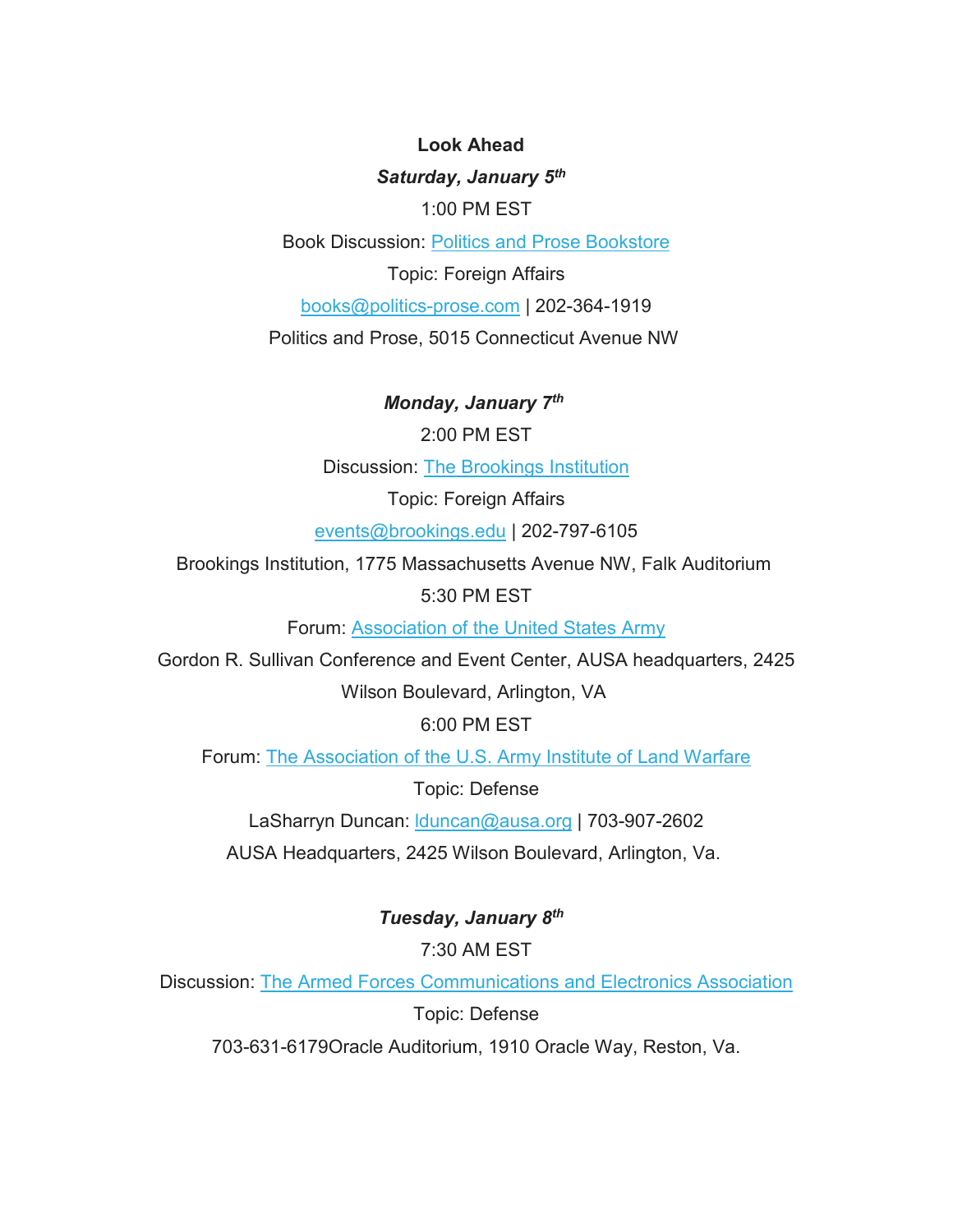**Look Ahead**

***Saturday, January 5th***

1:00 PM EST

Book Discussion: Politics and Prose Bookstore

Topic: Foreign Affairs

books@politics-prose.com | 202-364-1919

Politics and Prose, 5015 Connecticut Avenue NW

***Monday, January 7th***

2:00 PM EST

Discussion: The Brookings Institution

Topic: Foreign Affairs

events@brookings.edu | 202-797-6105

Brookings Institution, 1775 Massachusetts Avenue NW, Falk Auditorium

5:30 PM EST

Forum: Association of the United States Army

Gordon R. Sullivan Conference and Event Center, AUSA headquarters, 2425 Wilson Boulevard, Arlington, VA

6:00 PM EST

Forum: The Association of the U.S. Army Institute of Land Warfare

Topic: Defense

LaSharryn Duncan: lduncan@ausa.org | 703-907-2602

AUSA Headquarters, 2425 Wilson Boulevard, Arlington, Va.

***Tuesday, January 8th***

7:30 AM EST

Discussion: The Armed Forces Communications and Electronics Association

Topic: Defense

703-631-6179Oracle Auditorium, 1910 Oracle Way, Reston, Va.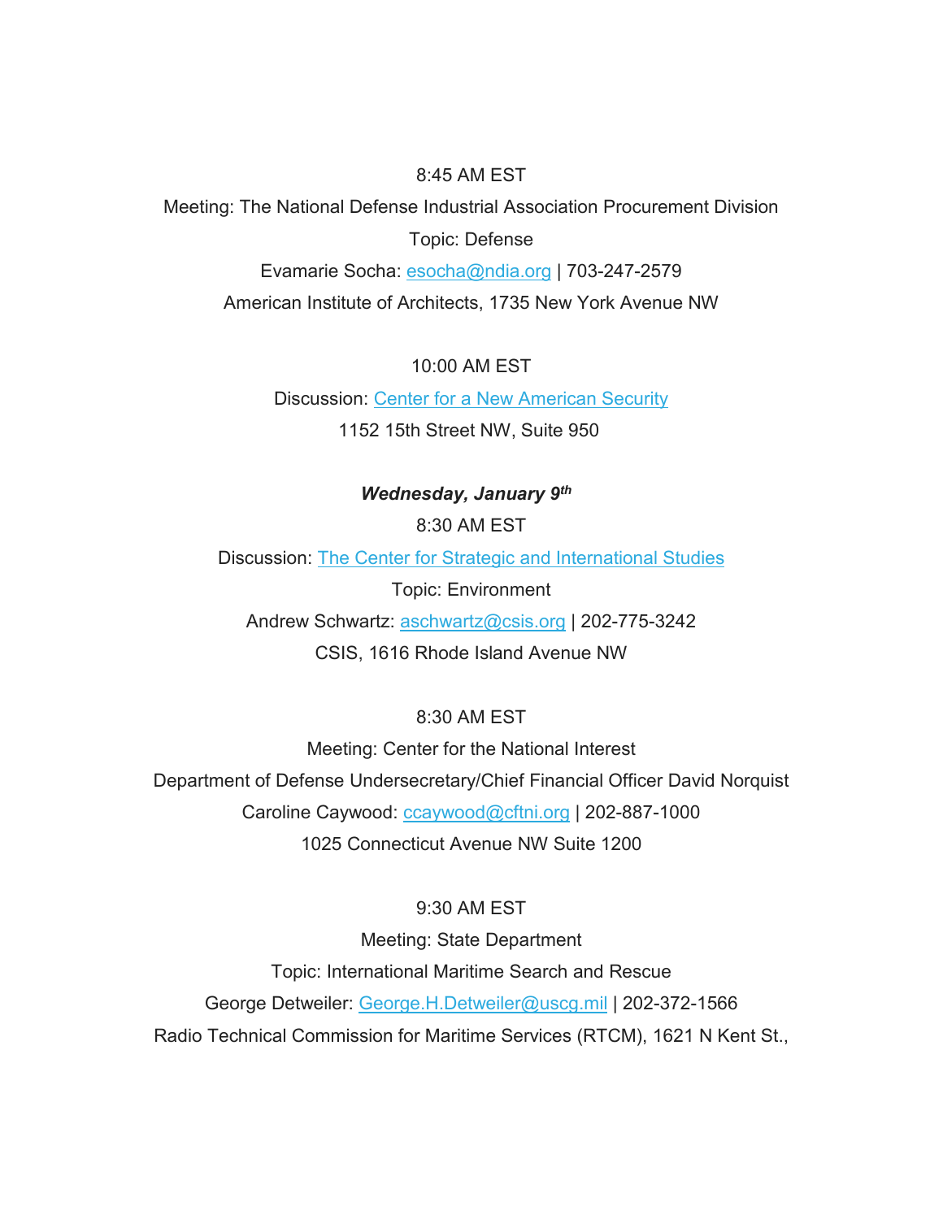8:45 AM EST

Meeting: The National Defense Industrial Association Procurement Division

Topic: Defense

Evamarie Socha: esocha@ndia.org | 703-247-2579

American Institute of Architects, 1735 New York Avenue NW

10:00 AM EST

Discussion: Center for a New American Security

1152 15th Street NW, Suite 950

***Wednesday, January 9th***

8:30 AM EST

Discussion: The Center for Strategic and International Studies

Topic: Environment

Andrew Schwartz: aschwartz@csis.org | 202-775-3242

CSIS, 1616 Rhode Island Avenue NW

8:30 AM EST

Meeting: Center for the National Interest

Department of Defense Undersecretary/Chief Financial Officer David Norquist

Caroline Caywood: ccaywood@cftni.org | 202-887-1000

1025 Connecticut Avenue NW Suite 1200

9:30 AM EST

Meeting: State Department

Topic: International Maritime Search and Rescue

George Detweiler: George.H.Detweiler@uscg.mil | 202-372-1566

Radio Technical Commission for Maritime Services (RTCM), 1621 N Kent St.,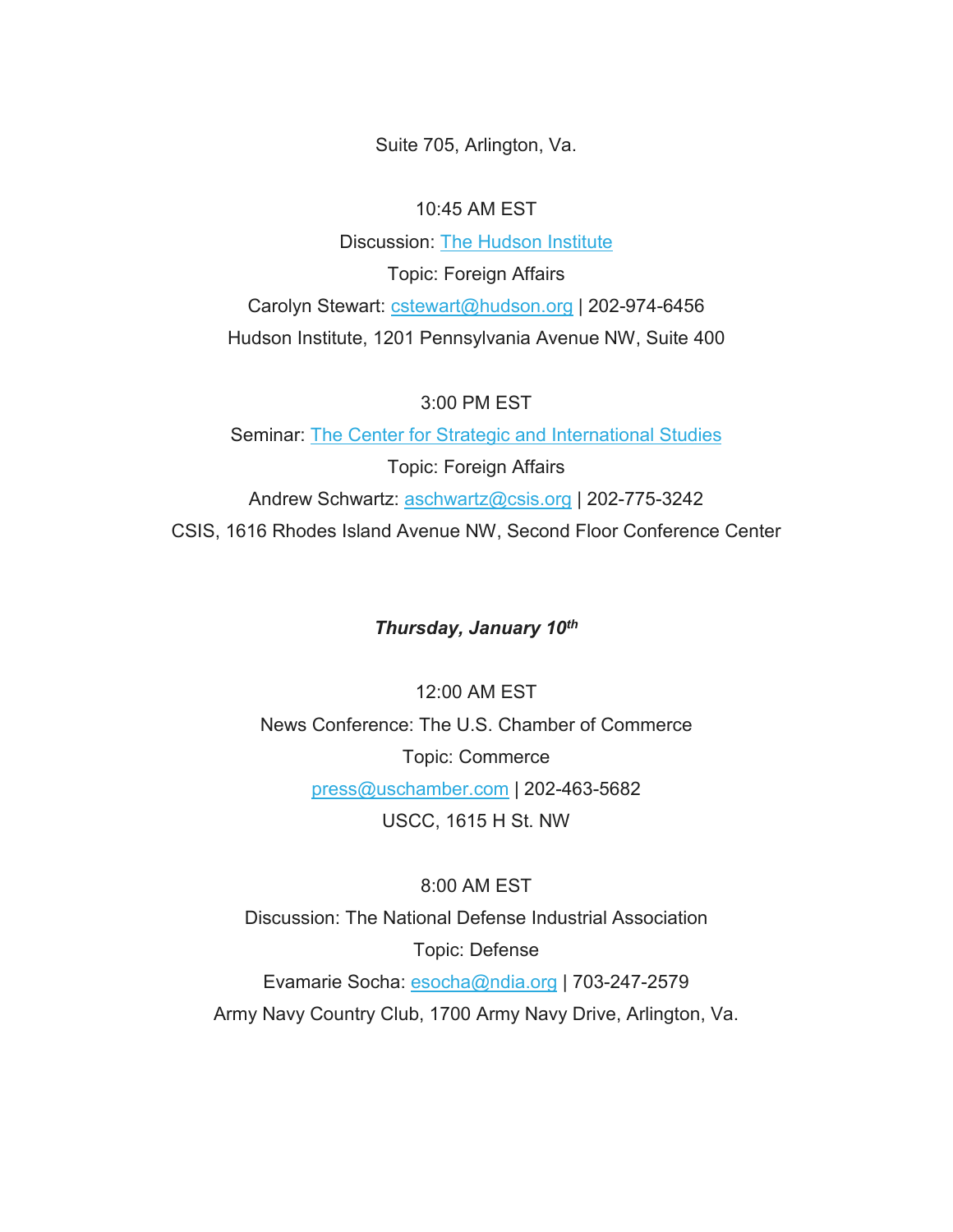Suite 705, Arlington, Va.

10:45 AM EST

Discussion: The Hudson Institute

Topic: Foreign Affairs

Carolyn Stewart: cstewart@hudson.org | 202-974-6456

Hudson Institute, 1201 Pennsylvania Avenue NW, Suite 400

3:00 PM EST

Seminar: The Center for Strategic and International Studies

Topic: Foreign Affairs

Andrew Schwartz: aschwartz@csis.org | 202-775-3242

CSIS, 1616 Rhodes Island Avenue NW, Second Floor Conference Center

***Thursday, January 10th***

12:00 AM EST

News Conference: The U.S. Chamber of Commerce

Topic: Commerce

press@uschamber.com | 202-463-5682

USCC, 1615 H St. NW

8:00 AM EST

Discussion: The National Defense Industrial Association

Topic: Defense

Evamarie Socha: esocha@ndia.org | 703-247-2579

Army Navy Country Club, 1700 Army Navy Drive, Arlington, Va.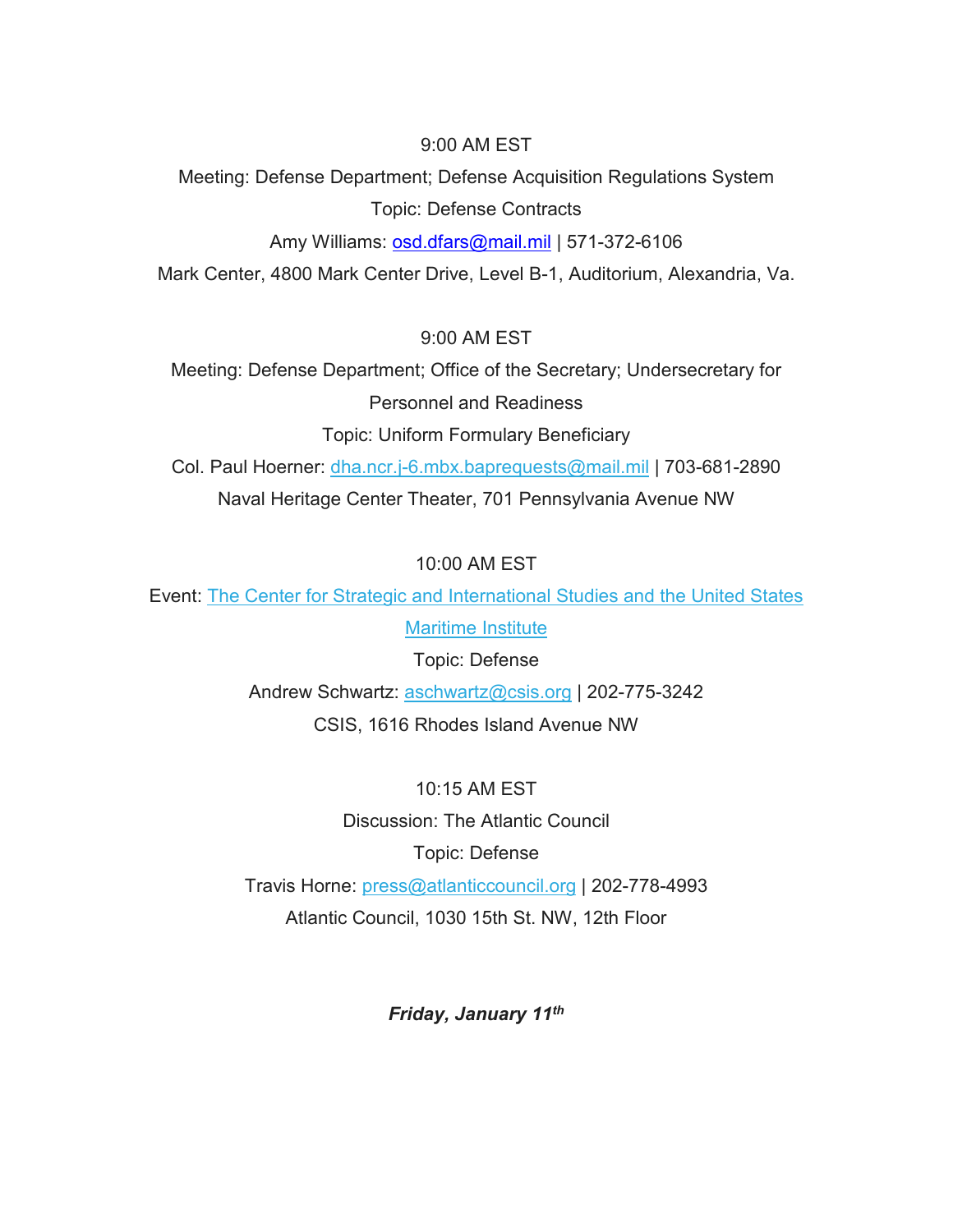9:00 AM EST

Meeting: Defense Department; Defense Acquisition Regulations System

Topic: Defense Contracts

Amy Williams: [osd.dfars@mail.mil](mailto:osd.dfars@mail.mil) | 571-372-6106

Mark Center, 4800 Mark Center Drive, Level B-1, Auditorium, Alexandria, Va.

9:00 AM EST

Meeting: Defense Department; Office of the Secretary; Undersecretary for Personnel and Readiness

Topic: Uniform Formulary Beneficiary

Col. Paul Hoerner: [dha.ncr.j-6.mbx.baprequests@mail.mil](mailto:dha.ncr.j-6.mbx.baprequests@mail.mil) | 703-681-2890

Naval Heritage Center Theater, 701 Pennsylvania Avenue NW

10:00 AM EST

Event: The Center for Strategic and International Studies and the United States Maritime Institute

Topic: Defense

Andrew Schwartz: [aschwartz@csis.org](mailto:aschwartz@csis.org) | 202-775-3242

CSIS, 1616 Rhodes Island Avenue NW

10:15 AM EST

Discussion: The Atlantic Council

Topic: Defense

Travis Horne: [press@atlanticcouncil.org](mailto:press@atlanticcouncil.org) | 202-778-4993

Atlantic Council, 1030 15th St. NW, 12th Floor

***Friday, January 11th***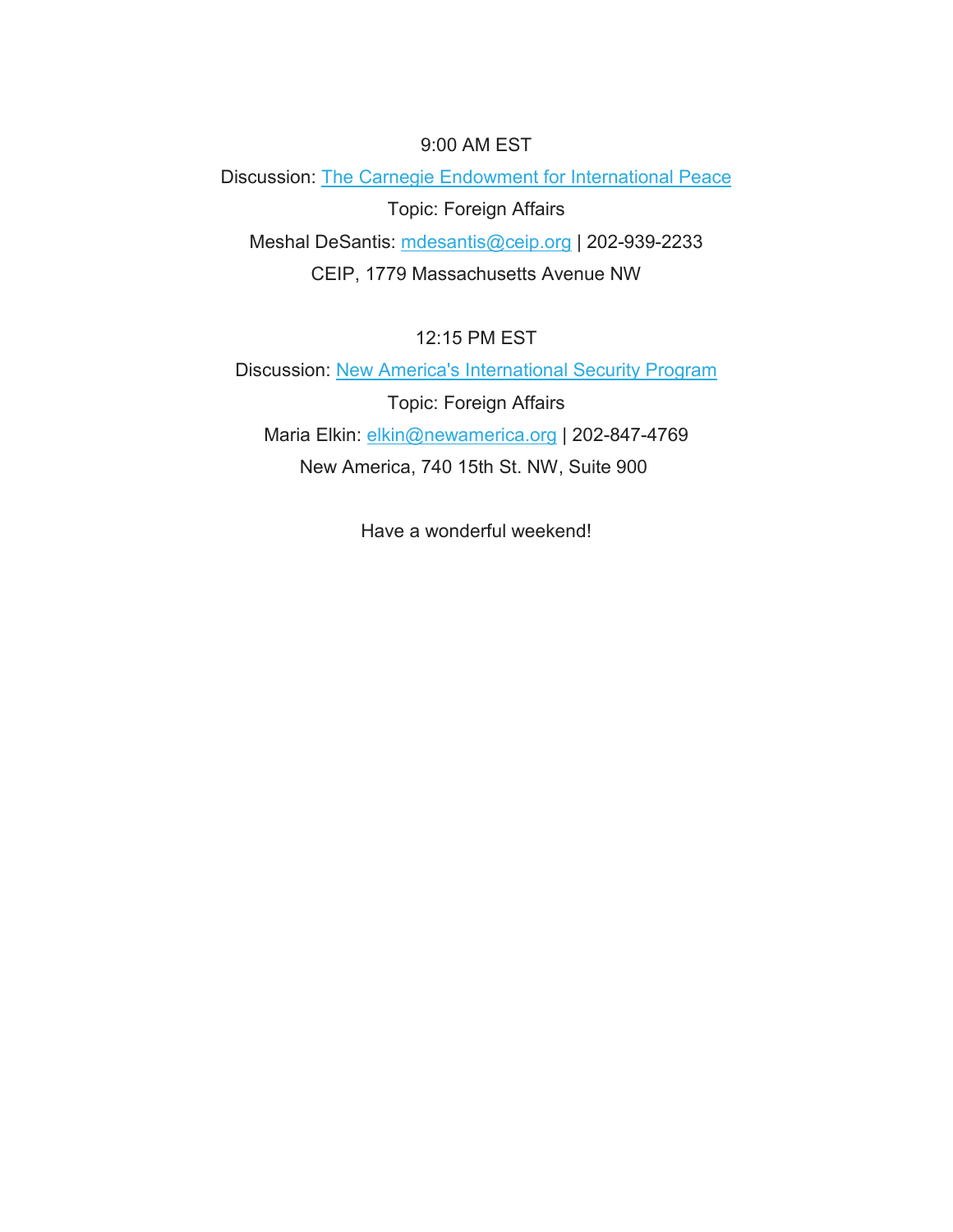9:00 AM EST

Discussion: The Carnegie Endowment for International Peace

Topic: Foreign Affairs

Meshal DeSantis: mdesantis@ceip.org | 202-939-2233

CEIP, 1779 Massachusetts Avenue NW

12:15 PM EST

Discussion: New America's International Security Program

Topic: Foreign Affairs

Maria Elkin: elkin@newamerica.org | 202-847-4769

New America, 740 15th St. NW, Suite 900

Have a wonderful weekend!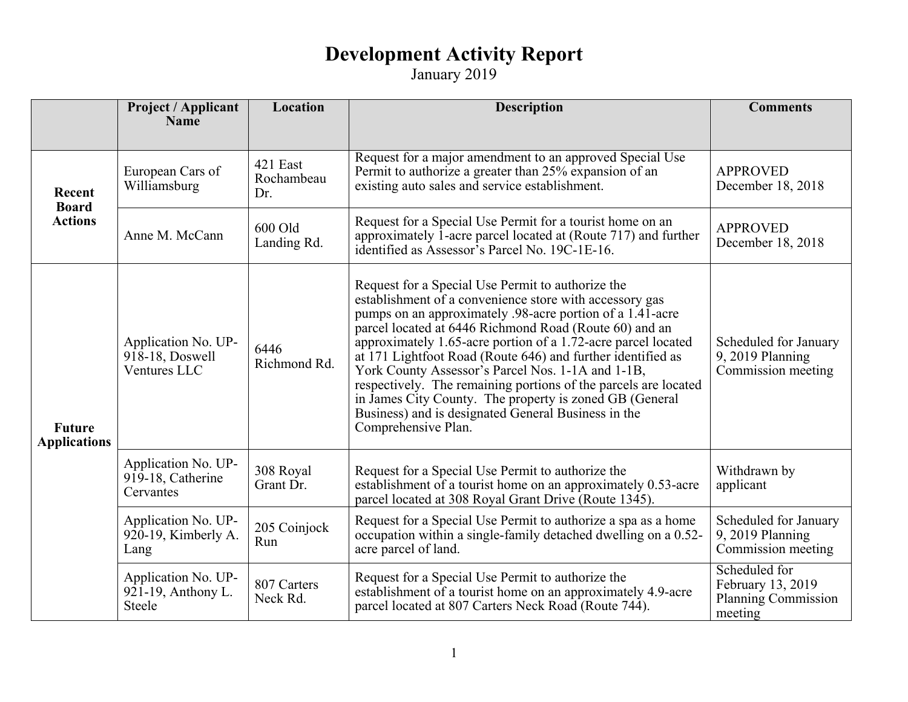# Development Activity Report

January 2019

| | Project / Applicant Name | Location | Description | Comments |
|---|---|---|---|---|
| **Recent Board Actions** | European Cars of Williamsburg | 421 East Rochambeau Dr. | Request for a major amendment to an approved Special Use Permit to authorize a greater than 25% expansion of an existing auto sales and service establishment. | APPROVED December 18, 2018 |
| | Anne M. McCann | 600 Old Landing Rd. | Request for a Special Use Permit for a tourist home on an approximately 1-acre parcel located at (Route 717) and further identified as Assessor's Parcel No. 19C-1E-16. | APPROVED December 18, 2018 |
| **Future Applications** | Application No. UP-918-18, Doswell Ventures LLC | 6446 Richmond Rd. | Request for a Special Use Permit to authorize the establishment of a convenience store with accessory gas pumps on an approximately .98-acre portion of a 1.41-acre parcel located at 6446 Richmond Road (Route 60) and an approximately 1.65-acre portion of a 1.72-acre parcel located at 171 Lightfoot Road (Route 646) and further identified as York County Assessor's Parcel Nos. 1-1A and 1-1B, respectively. The remaining portions of the parcels are located in James City County. The property is zoned GB (General Business) and is designated General Business in the Comprehensive Plan. | Scheduled for January 9, 2019 Planning Commission meeting |
| | Application No. UP-919-18, Catherine Cervantes | 308 Royal Grant Dr. | Request for a Special Use Permit to authorize the establishment of a tourist home on an approximately 0.53-acre parcel located at 308 Royal Grant Drive (Route 1345). | Withdrawn by applicant |
| | Application No. UP-920-19, Kimberly A. Lang | 205 Coinjock Run | Request for a Special Use Permit to authorize a spa as a home occupation within a single-family detached dwelling on a 0.52-acre parcel of land. | Scheduled for January 9, 2019 Planning Commission meeting |
| | Application No. UP-921-19, Anthony L. Steele | 807 Carters Neck Rd. | Request for a Special Use Permit to authorize the establishment of a tourist home on an approximately 4.9-acre parcel located at 807 Carters Neck Road (Route 744). | Scheduled for February 13, 2019 Planning Commission meeting |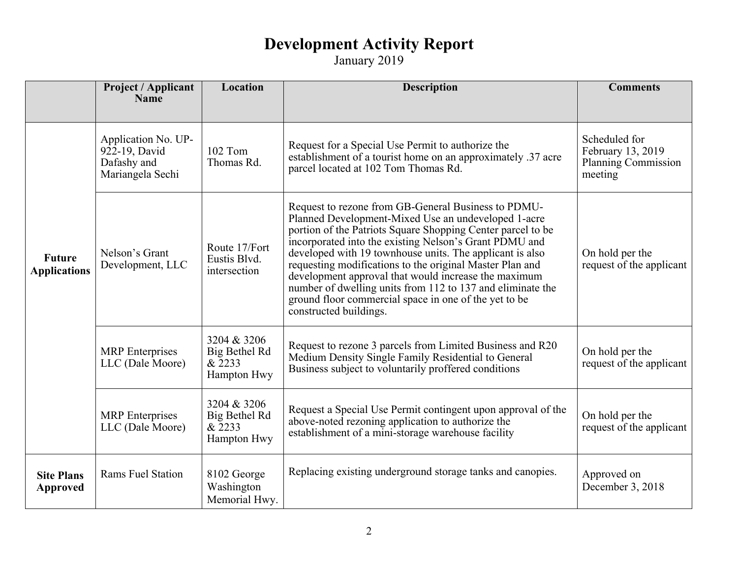# Development Activity Report

January 2019

| | Project / Applicant Name | Location | Description | Comments |
|---|---|---|---|---|
| **Future Applications** | Application No. UP-922-19, David Dafashy and Mariangela Sechi | 102 Tom Thomas Rd. | Request for a Special Use Permit to authorize the establishment of a tourist home on an approximately .37 acre parcel located at 102 Tom Thomas Rd. | Scheduled for February 13, 2019 Planning Commission meeting |
| | Nelson's Grant Development, LLC | Route 17/Fort Eustis Blvd. intersection | Request to rezone from GB-General Business to PDMU-Planned Development-Mixed Use an undeveloped 1-acre portion of the Patriots Square Shopping Center parcel to be incorporated into the existing Nelson's Grant PDMU and developed with 19 townhouse units. The applicant is also requesting modifications to the original Master Plan and development approval that would increase the maximum number of dwelling units from 112 to 137 and eliminate the ground floor commercial space in one of the yet to be constructed buildings. | On hold per the request of the applicant |
| | MRP Enterprises LLC (Dale Moore) | 3204 & 3206 Big Bethel Rd & 2233 Hampton Hwy | Request to rezone 3 parcels from Limited Business and R20 Medium Density Single Family Residential to General Business subject to voluntarily proffered conditions | On hold per the request of the applicant |
| | MRP Enterprises LLC (Dale Moore) | 3204 & 3206 Big Bethel Rd & 2233 Hampton Hwy | Request a Special Use Permit contingent upon approval of the above-noted rezoning application to authorize the establishment of a mini-storage warehouse facility | On hold per the request of the applicant |
| **Site Plans Approved** | Rams Fuel Station | 8102 George Washington Memorial Hwy. | Replacing existing underground storage tanks and canopies. | Approved on December 3, 2018 |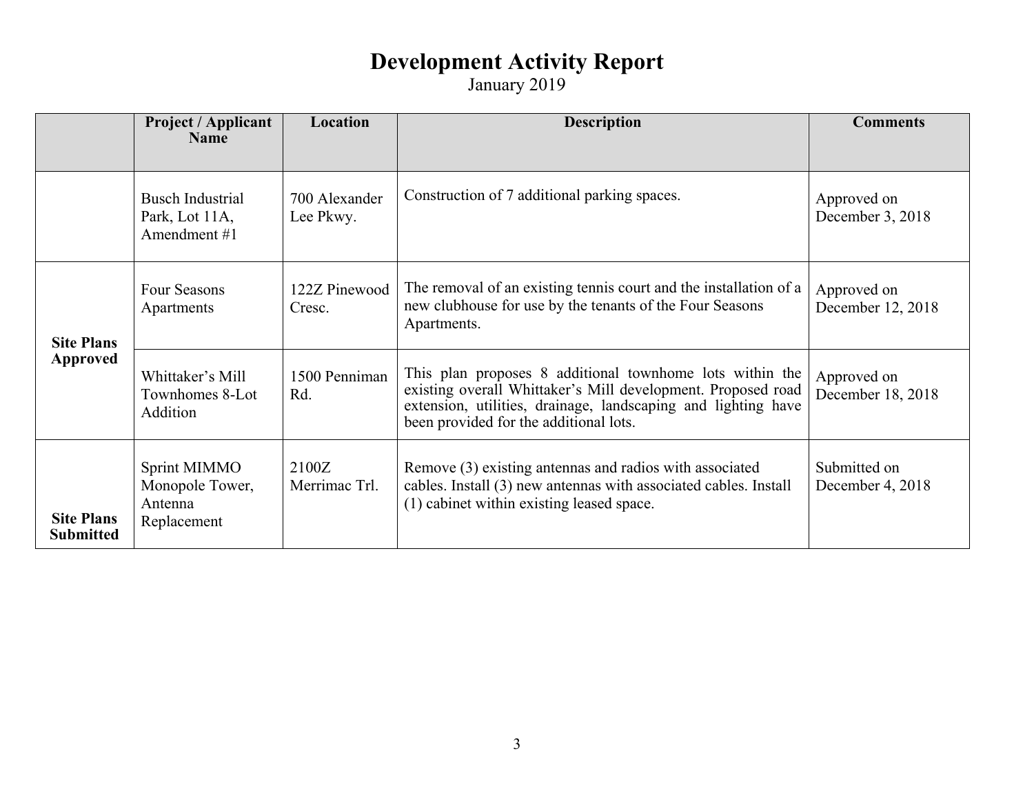# Development Activity Report

January 2019

| | Project / Applicant Name | Location | Description | Comments |
|---|---|---|---|---|
| | Busch Industrial Park, Lot 11A, Amendment #1 | 700 Alexander Lee Pkwy. | Construction of 7 additional parking spaces. | Approved on December 3, 2018 |
| **Site Plans Approved** | Four Seasons Apartments | 122Z Pinewood Cresc. | The removal of an existing tennis court and the installation of a new clubhouse for use by the tenants of the Four Seasons Apartments. | Approved on December 12, 2018 |
| | Whittaker's Mill Townhomes 8-Lot Addition | 1500 Penniman Rd. | This plan proposes 8 additional townhome lots within the existing overall Whittaker's Mill development. Proposed road extension, utilities, drainage, landscaping and lighting have been provided for the additional lots. | Approved on December 18, 2018 |
| **Site Plans Submitted** | Sprint MIMMO Monopole Tower, Antenna Replacement | 2100Z Merrimac Trl. | Remove (3) existing antennas and radios with associated cables. Install (3) new antennas with associated cables. Install (1) cabinet within existing leased space. | Submitted on December 4, 2018 |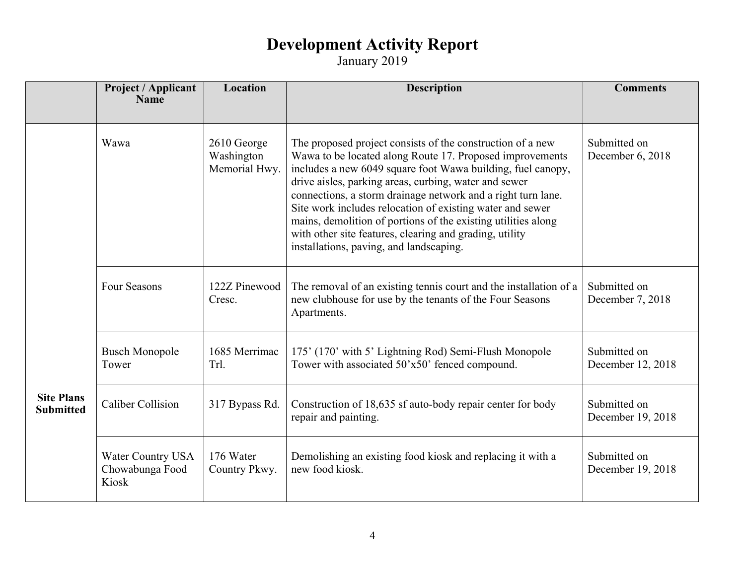# Development Activity Report

January 2019

| | Project / Applicant Name | Location | Description | Comments |
|---|---|---|---|---|
| **Site Plans Submitted** | Wawa | 2610 George Washington Memorial Hwy. | The proposed project consists of the construction of a new Wawa to be located along Route 17. Proposed improvements includes a new 6049 square foot Wawa building, fuel canopy, drive aisles, parking areas, curbing, water and sewer connections, a storm drainage network and a right turn lane. Site work includes relocation of existing water and sewer mains, demolition of portions of the existing utilities along with other site features, clearing and grading, utility installations, paving, and landscaping. | Submitted on December 6, 2018 |
| | Four Seasons | 122Z Pinewood Cresc. | The removal of an existing tennis court and the installation of a new clubhouse for use by the tenants of the Four Seasons Apartments. | Submitted on December 7, 2018 |
| | Busch Monopole Tower | 1685 Merrimac Trl. | 175' (170' with 5' Lightning Rod) Semi-Flush Monopole Tower with associated 50'x50' fenced compound. | Submitted on December 12, 2018 |
| | Caliber Collision | 317 Bypass Rd. | Construction of 18,635 sf auto-body repair center for body repair and painting. | Submitted on December 19, 2018 |
| | Water Country USA Chowabunga Food Kiosk | 176 Water Country Pkwy. | Demolishing an existing food kiosk and replacing it with a new food kiosk. | Submitted on December 19, 2018 |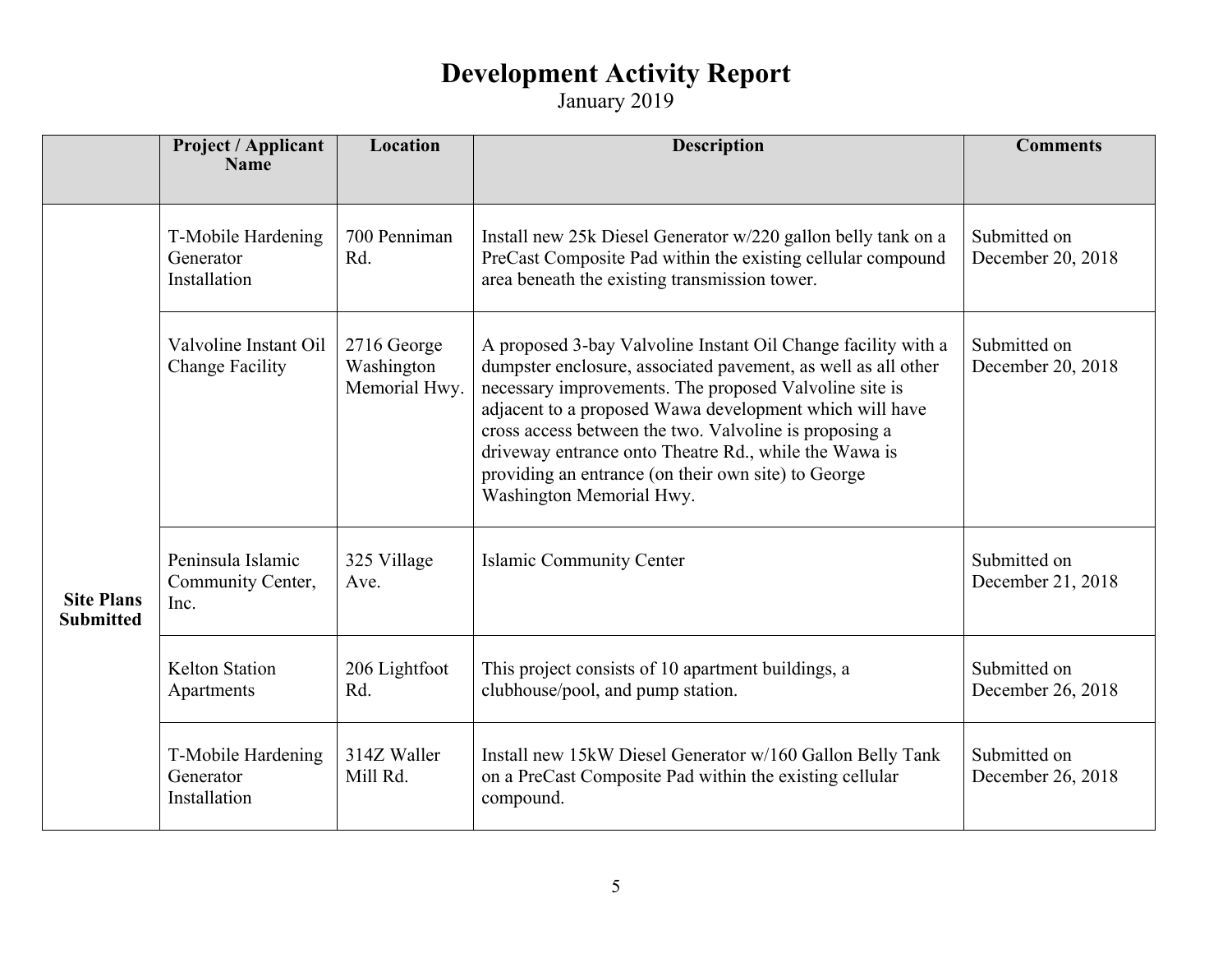# Development Activity Report

January 2019

| | Project / Applicant Name | Location | Description | Comments |
|---|---|---|---|---|
| **Site Plans Submitted** | T-Mobile Hardening Generator Installation | 700 Penniman Rd. | Install new 25k Diesel Generator w/220 gallon belly tank on a PreCast Composite Pad within the existing cellular compound area beneath the existing transmission tower. | Submitted on December 20, 2018 |
| | Valvoline Instant Oil Change Facility | 2716 George Washington Memorial Hwy. | A proposed 3-bay Valvoline Instant Oil Change facility with a dumpster enclosure, associated pavement, as well as all other necessary improvements. The proposed Valvoline site is adjacent to a proposed Wawa development which will have cross access between the two. Valvoline is proposing a driveway entrance onto Theatre Rd., while the Wawa is providing an entrance (on their own site) to George Washington Memorial Hwy. | Submitted on December 20, 2018 |
| | Peninsula Islamic Community Center, Inc. | 325 Village Ave. | Islamic Community Center | Submitted on December 21, 2018 |
| | Kelton Station Apartments | 206 Lightfoot Rd. | This project consists of 10 apartment buildings, a clubhouse/pool, and pump station. | Submitted on December 26, 2018 |
| | T-Mobile Hardening Generator Installation | 314Z Waller Mill Rd. | Install new 15kW Diesel Generator w/160 Gallon Belly Tank on a PreCast Composite Pad within the existing cellular compound. | Submitted on December 26, 2018 |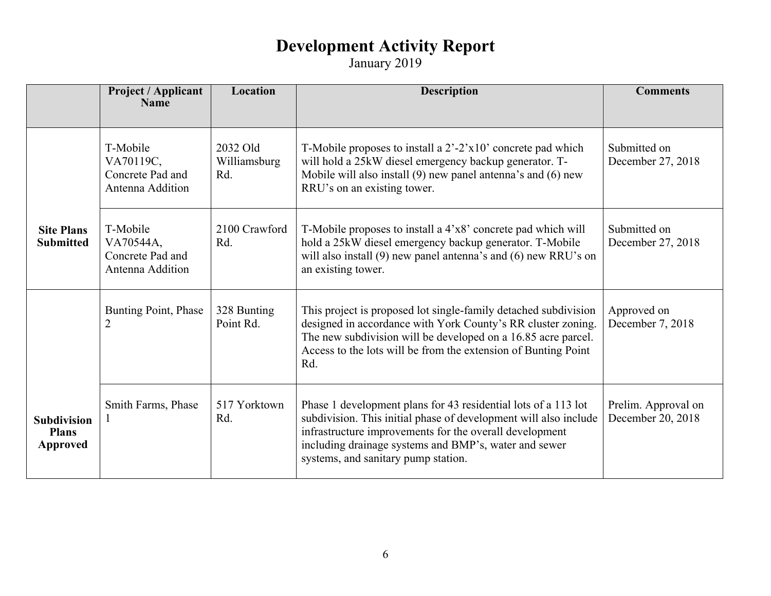# Development Activity Report

January 2019

| | Project / Applicant Name | Location | Description | Comments |
|---|---|---|---|---|
| **Site Plans Submitted** | T-Mobile VA70119C, Concrete Pad and Antenna Addition | 2032 Old Williamsburg Rd. | T-Mobile proposes to install a 2'-2'x10' concrete pad which will hold a 25kW diesel emergency backup generator. T-Mobile will also install (9) new panel antenna's and (6) new RRU's on an existing tower. | Submitted on December 27, 2018 |
| | T-Mobile VA70544A, Concrete Pad and Antenna Addition | 2100 Crawford Rd. | T-Mobile proposes to install a 4'x8' concrete pad which will hold a 25kW diesel emergency backup generator. T-Mobile will also install (9) new panel antenna's and (6) new RRU's on an existing tower. | Submitted on December 27, 2018 |
| **Subdivision Plans Approved** | Bunting Point, Phase 2 | 328 Bunting Point Rd. | This project is proposed lot single-family detached subdivision designed in accordance with York County's RR cluster zoning. The new subdivision will be developed on a 16.85 acre parcel. Access to the lots will be from the extension of Bunting Point Rd. | Approved on December 7, 2018 |
| | Smith Farms, Phase 1 | 517 Yorktown Rd. | Phase 1 development plans for 43 residential lots of a 113 lot subdivision. This initial phase of development will also include infrastructure improvements for the overall development including drainage systems and BMP's, water and sewer systems, and sanitary pump station. | Prelim. Approval on December 20, 2018 |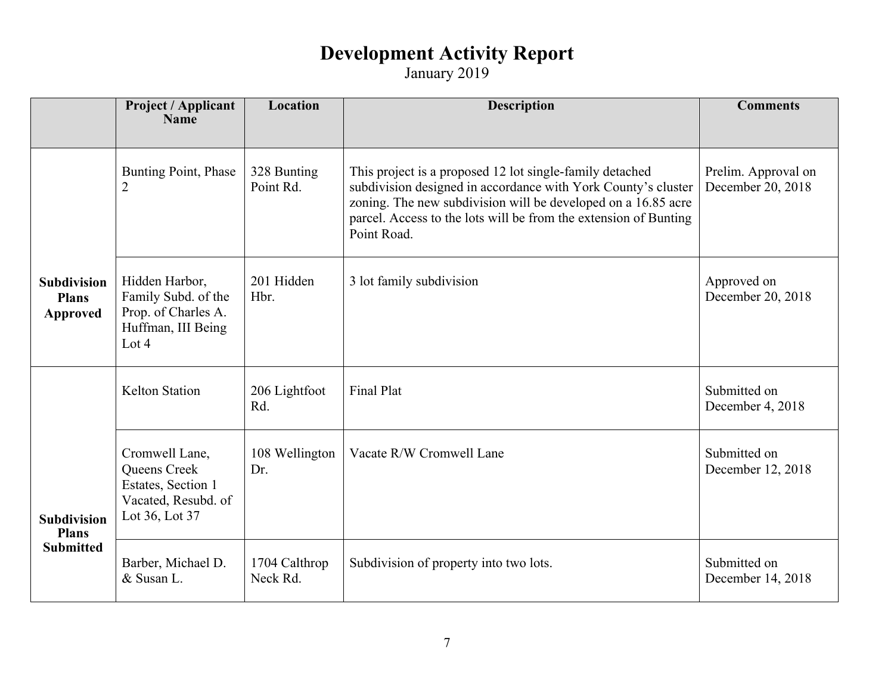# Development Activity Report

January 2019

| | Project / Applicant Name | Location | Description | Comments |
|---|---|---|---|---|
| **Subdivision Plans Approved** | Bunting Point, Phase 2 | 328 Bunting Point Rd. | This project is a proposed 12 lot single-family detached subdivision designed in accordance with York County's cluster zoning. The new subdivision will be developed on a 16.85 acre parcel. Access to the lots will be from the extension of Bunting Point Road. | Prelim. Approval on December 20, 2018 |
| | Hidden Harbor, Family Subd. of the Prop. of Charles A. Huffman, III Being Lot 4 | 201 Hidden Hbr. | 3 lot family subdivision | Approved on December 20, 2018 |
| **Subdivision Plans Submitted** | Kelton Station | 206 Lightfoot Rd. | Final Plat | Submitted on December 4, 2018 |
| | Cromwell Lane, Queens Creek Estates, Section 1 Vacated, Resubd. of Lot 36, Lot 37 | 108 Wellington Dr. | Vacate R/W Cromwell Lane | Submitted on December 12, 2018 |
| | Barber, Michael D. & Susan L. | 1704 Calthrop Neck Rd. | Subdivision of property into two lots. | Submitted on December 14, 2018 |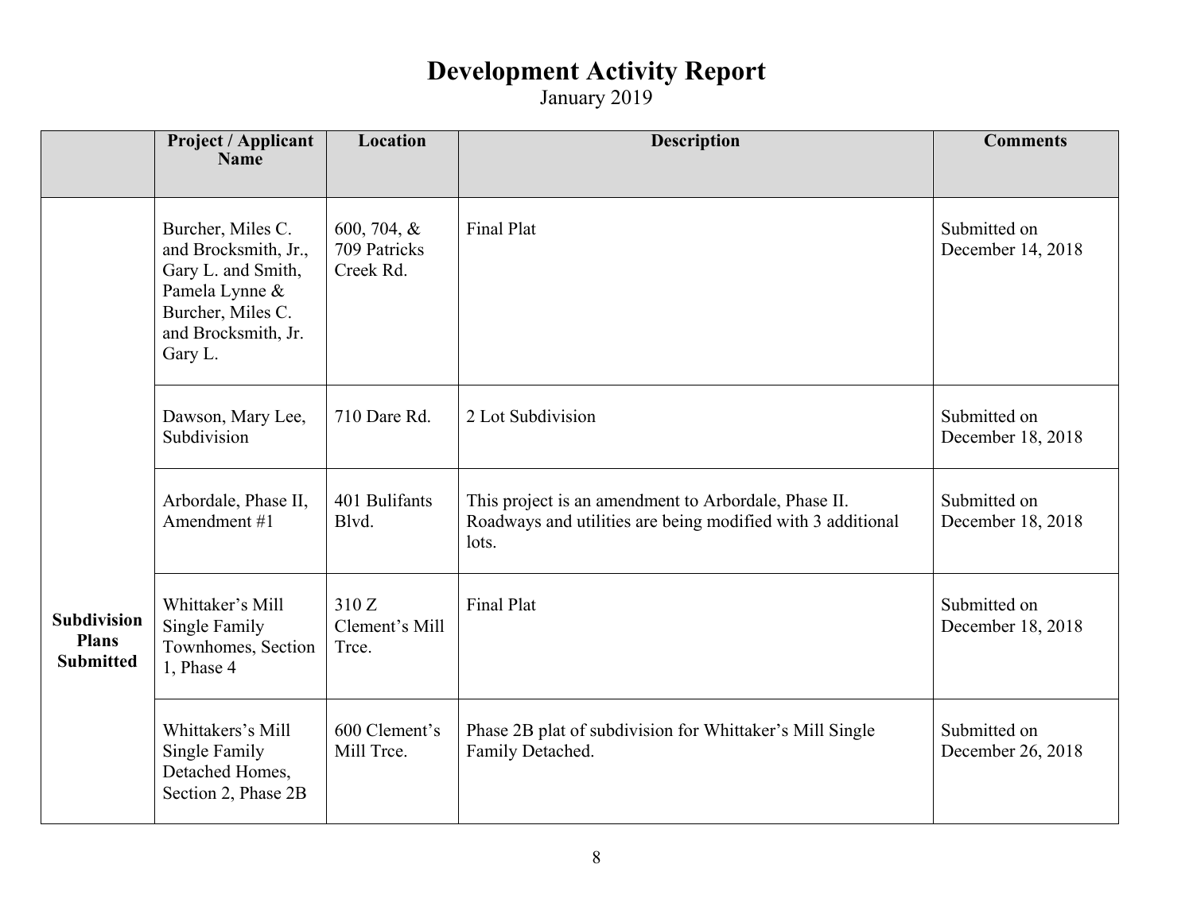# Development Activity Report

January 2019

| | Project / Applicant Name | Location | Description | Comments |
|---|---|---|---|---|
| Subdivision Plans Submitted | Burcher, Miles C. and Brocksmith, Jr., Gary L. and Smith, Pamela Lynne & Burcher, Miles C. and Brocksmith, Jr. Gary L. | 600, 704, & 709 Patricks Creek Rd. | Final Plat | Submitted on December 14, 2018 |
| | Dawson, Mary Lee, Subdivision | 710 Dare Rd. | 2 Lot Subdivision | Submitted on December 18, 2018 |
| | Arbordale, Phase II, Amendment #1 | 401 Bulifants Blvd. | This project is an amendment to Arbordale, Phase II. Roadways and utilities are being modified with 3 additional lots. | Submitted on December 18, 2018 |
| | Whittaker's Mill Single Family Townhomes, Section 1, Phase 4 | 310 Z Clement's Mill Trce. | Final Plat | Submitted on December 18, 2018 |
| | Whittakers's Mill Single Family Detached Homes, Section 2, Phase 2B | 600 Clement's Mill Trce. | Phase 2B plat of subdivision for Whittaker's Mill Single Family Detached. | Submitted on December 26, 2018 |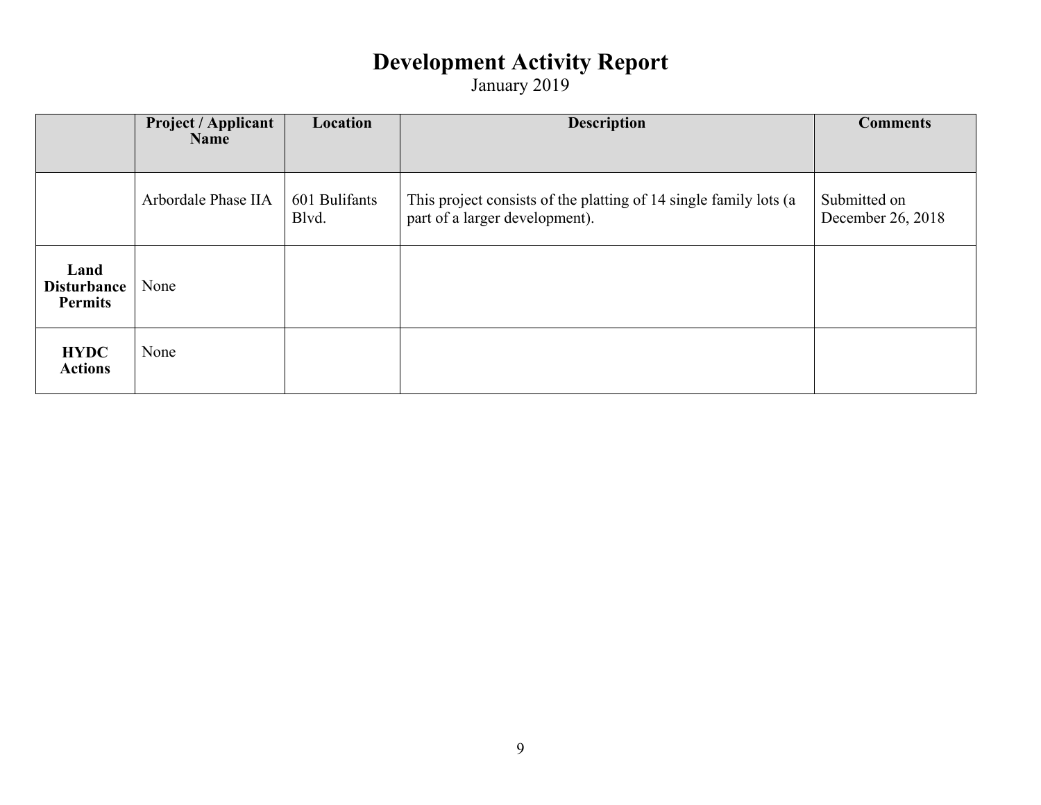# Development Activity Report

January 2019

| | Project / Applicant Name | Location | Description | Comments |
|---|---|---|---|---|
| | Arbordale Phase IIA | 601 Bulifants Blvd. | This project consists of the platting of 14 single family lots (a part of a larger development). | Submitted on December 26, 2018 |
| **Land Disturbance Permits** | None | | | |
| **HYDC Actions** | None | | | |